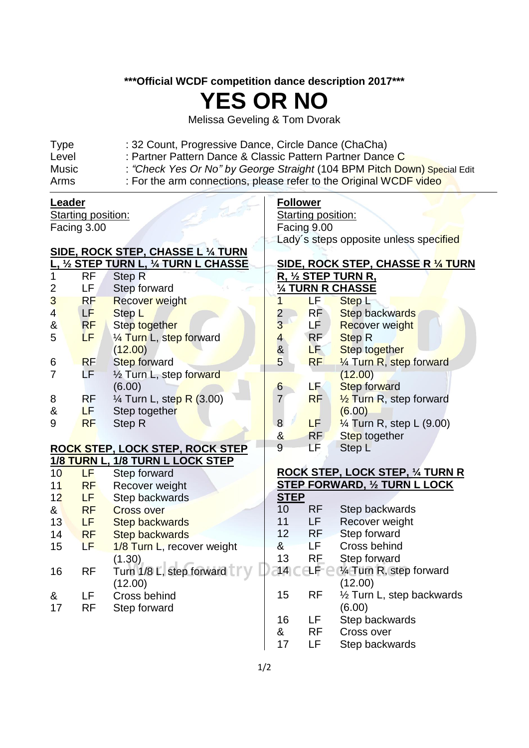**\*\*\*Official WCDF competition dance description 2017\*\*\***

# YES OR NO

Melissa Geveling & Tom Dvorak

| | |
|---|---|
| Type | : 32 Count, Progressive Dance, Circle Dance (ChaCha) |
| Level | : Partner Pattern Dance & Classic Pattern Partner Dance C |
| Music | : *"Check Yes Or No" by George Straight* (104 BPM Pitch Down) Special Edit |
| Arms | : For the arm connections, please refer to the Original WCDF video |

## Leader

Starting position:
Facing 3.00

**SIDE, ROCK STEP, CHASSE L ¼ TURN L, ½ STEP TURN L, ¼ TURN L CHASSE**

| | | |
|---|---|---|
| 1 | RF | Step R |
| 2 | LF | Step forward |
| 3 | RF | Recover weight |
| 4 | LF | Step L |
| & | RF | Step together |
| 5 | LF | ¼ Turn L, step forward (12.00) |
| 6 | RF | Step forward |
| 7 | LF | ½ Turn L, step forward (6.00) |
| 8 | RF | ¼ Turn L, step R (3.00) |
| & | LF | Step together |
| 9 | RF | Step R |

**ROCK STEP, LOCK STEP, ROCK STEP 1/8 TURN L, 1/8 TURN L LOCK STEP**

| | | |
|---|---|---|
| 10 | LF | Step forward |
| 11 | RF | Recover weight |
| 12 | LF | Step backwards |
| & | RF | Cross over |
| 13 | LF | Step backwards |
| 14 | RF | Step backwards |
| 15 | LF | 1/8 Turn L, recover weight (1.30) |
| 16 | RF | Turn 1/8 L, step forward (12.00) |
| & | LF | Cross behind |
| 17 | RF | Step forward |

## Follower

Starting position:
Facing 9.00
Lady´s steps opposite unless specified

**SIDE, ROCK STEP, CHASSE R ¼ TURN R, ½ STEP TURN R, ¼ TURN R CHASSE**

| | | |
|---|---|---|
| 1 | LF | Step L |
| 2 | RF | Step backwards |
| 3 | LF | Recover weight |
| 4 | RF | Step R |
| & | LF | Step together |
| 5 | RF | ¼ Turn R, step forward (12.00) |
| 6 | LF | Step forward |
| 7 | RF | ½ Turn R, step forward (6.00) |
| 8 | LF | ¼ Turn R, step L (9.00) |
| & | RF | Step together |
| 9 | LF | Step L |

**ROCK STEP, LOCK STEP, ¼ TURN R STEP FORWARD, ½ TURN L LOCK STEP**

| | | |
|---|---|---|
| 10 | RF | Step backwards |
| 11 | LF | Recover weight |
| 12 | RF | Step forward |
| & | LF | Cross behind |
| 13 | RF | Step forward |
| 14 | LF | ¼ Turn R, step forward (12.00) |
| 15 | RF | ½ Turn L, step backwards (6.00) |
| 16 | LF | Step backwards |
| & | RF | Cross over |
| 17 | LF | Step backwards |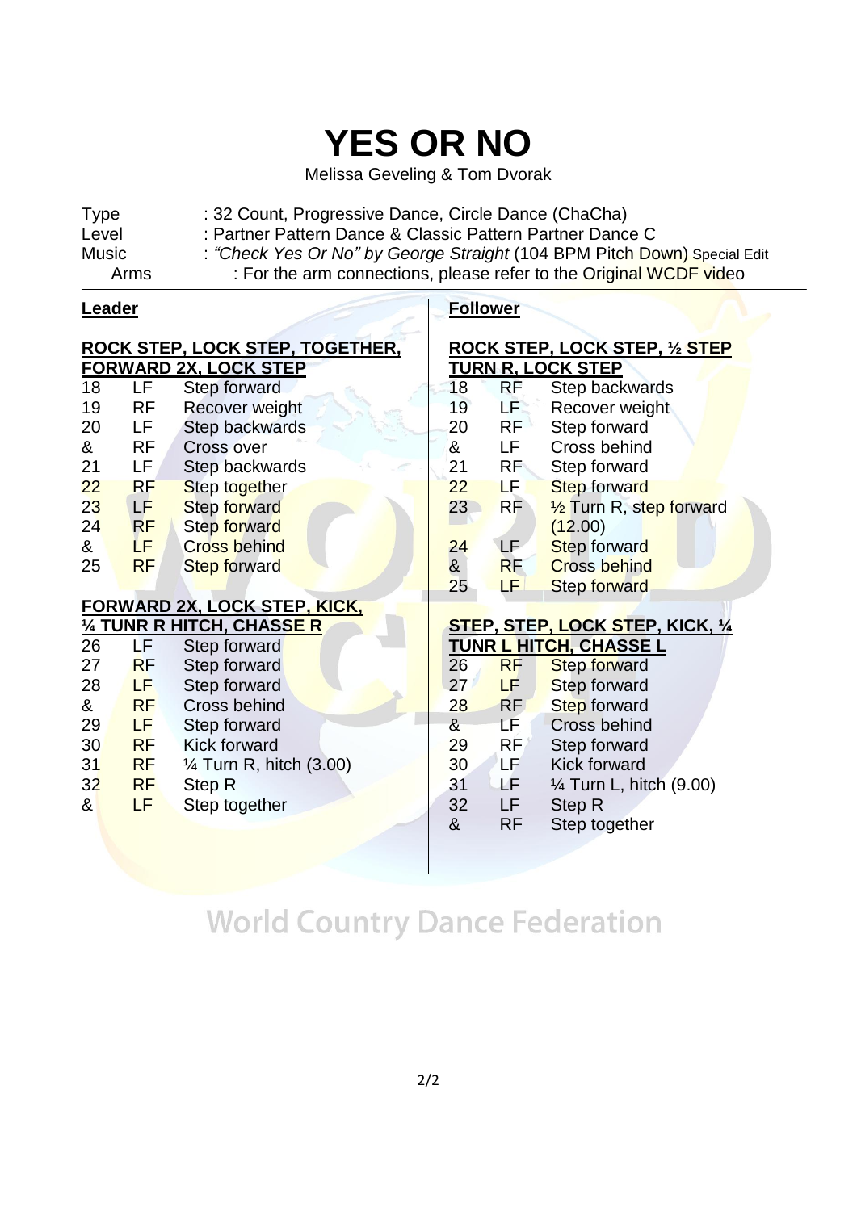# YES OR NO

Melissa Geveling & Tom Dvorak

Type : 32 Count, Progressive Dance, Circle Dance (ChaCha)
Level : Partner Pattern Dance & Classic Pattern Partner Dance C
Music : *"Check Yes Or No" by George Straight* (104 BPM Pitch Down) Special Edit
Arms : For the arm connections, please refer to the Original WCDF video

## Leader

**ROCK STEP, LOCK STEP, TOGETHER, FORWARD 2X, LOCK STEP**

| | | |
|---|---|---|
| 18 | LF | Step forward |
| 19 | RF | Recover weight |
| 20 | LF | Step backwards |
| & | RF | Cross over |
| 21 | LF | Step backwards |
| 22 | RF | Step together |
| 23 | LF | Step forward |
| 24 | RF | Step forward |
| & | LF | Cross behind |
| 25 | RF | Step forward |

**FORWARD 2X, LOCK STEP, KICK, ¼ TUNR R HITCH, CHASSE R**

| | | |
|---|---|---|
| 26 | LF | Step forward |
| 27 | RF | Step forward |
| 28 | LF | Step forward |
| & | RF | Cross behind |
| 29 | LF | Step forward |
| 30 | RF | Kick forward |
| 31 | RF | ¼ Turn R, hitch (3.00) |
| 32 | RF | Step R |
| & | LF | Step together |

## Follower

**ROCK STEP, LOCK STEP, ½ STEP TURN R, LOCK STEP**

| | | |
|---|---|---|
| 18 | RF | Step backwards |
| 19 | LF | Recover weight |
| 20 | RF | Step forward |
| & | LF | Cross behind |
| 21 | RF | Step forward |
| 22 | LF | Step forward |
| 23 | RF | ½ Turn R, step forward (12.00) |
| 24 | LF | Step forward |
| & | RF | Cross behind |
| 25 | LF | Step forward |

**STEP, STEP, LOCK STEP, KICK, ¼ TUNR L HITCH, CHASSE L**

| | | |
|---|---|---|
| 26 | RF | Step forward |
| 27 | LF | Step forward |
| 28 | RF | Step forward |
| & | LF | Cross behind |
| 29 | RF | Step forward |
| 30 | LF | Kick forward |
| 31 | LF | ¼ Turn L, hitch (9.00) |
| 32 | LF | Step R |
| & | RF | Step together |

World Country Dance Federation